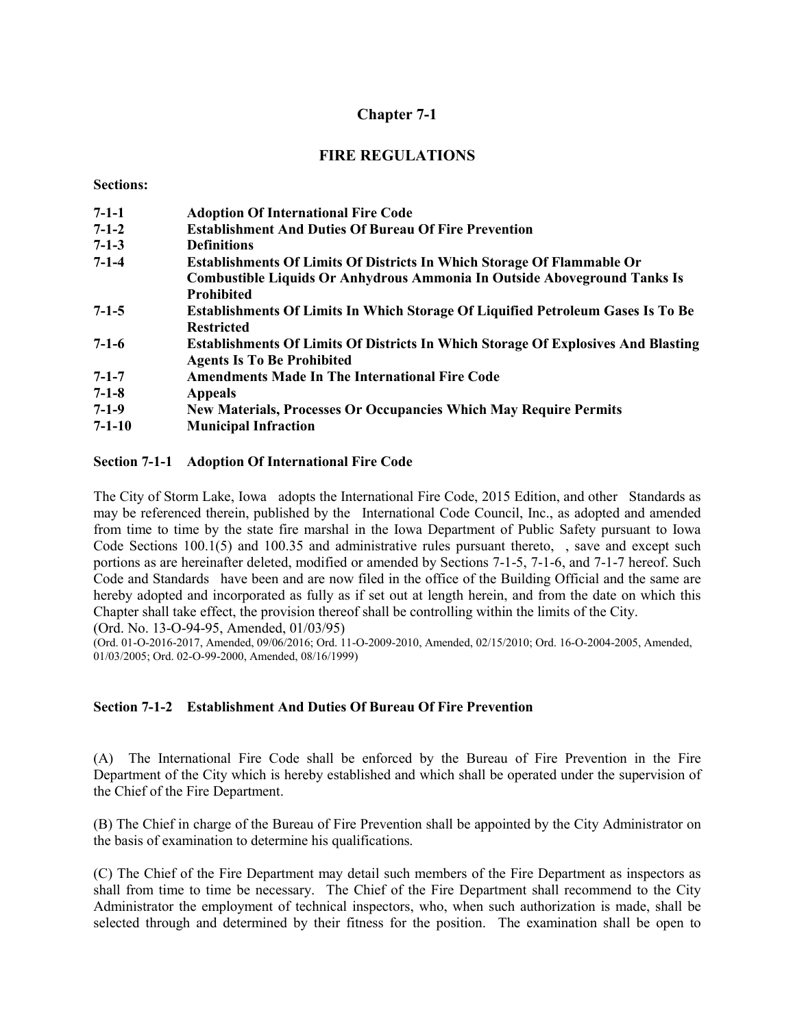# Chapter 7-1

## FIRE REGULATIONS

**Sections:**

| | |
|---|---|
| **7-1-1** | **Adoption Of International Fire Code** |
| **7-1-2** | **Establishment And Duties Of Bureau Of Fire Prevention** |
| **7-1-3** | **Definitions** |
| **7-1-4** | **Establishments Of Limits Of Districts In Which Storage Of Flammable Or Combustible Liquids Or Anhydrous Ammonia In Outside Aboveground Tanks Is Prohibited** |
| **7-1-5** | **Establishments Of Limits In Which Storage Of Liquified Petroleum Gases Is To Be Restricted** |
| **7-1-6** | **Establishments Of Limits Of Districts In Which Storage Of Explosives And Blasting Agents Is To Be Prohibited** |
| **7-1-7** | **Amendments Made In The International Fire Code** |
| **7-1-8** | **Appeals** |
| **7-1-9** | **New Materials, Processes Or Occupancies Which May Require Permits** |
| **7-1-10** | **Municipal Infraction** |

### Section 7-1-1 Adoption Of International Fire Code

The City of Storm Lake, Iowa adopts the International Fire Code, 2015 Edition, and other Standards as may be referenced therein, published by the International Code Council, Inc., as adopted and amended from time to time by the state fire marshal in the Iowa Department of Public Safety pursuant to Iowa Code Sections 100.1(5) and 100.35 and administrative rules pursuant thereto, , save and except such portions as are hereinafter deleted, modified or amended by Sections 7-1-5, 7-1-6, and 7-1-7 hereof. Such Code and Standards have been and are now filed in the office of the Building Official and the same are hereby adopted and incorporated as fully as if set out at length herein, and from the date on which this Chapter shall take effect, the provision thereof shall be controlling within the limits of the City.
(Ord. No. 13-O-94-95, Amended, 01/03/95)
(Ord. 01-O-2016-2017, Amended, 09/06/2016; Ord. 11-O-2009-2010, Amended, 02/15/2010; Ord. 16-O-2004-2005, Amended, 01/03/2005; Ord. 02-O-99-2000, Amended, 08/16/1999)

### Section 7-1-2 Establishment And Duties Of Bureau Of Fire Prevention

(A) The International Fire Code shall be enforced by the Bureau of Fire Prevention in the Fire Department of the City which is hereby established and which shall be operated under the supervision of the Chief of the Fire Department.

(B) The Chief in charge of the Bureau of Fire Prevention shall be appointed by the City Administrator on the basis of examination to determine his qualifications.

(C) The Chief of the Fire Department may detail such members of the Fire Department as inspectors as shall from time to time be necessary. The Chief of the Fire Department shall recommend to the City Administrator the employment of technical inspectors, who, when such authorization is made, shall be selected through and determined by their fitness for the position. The examination shall be open to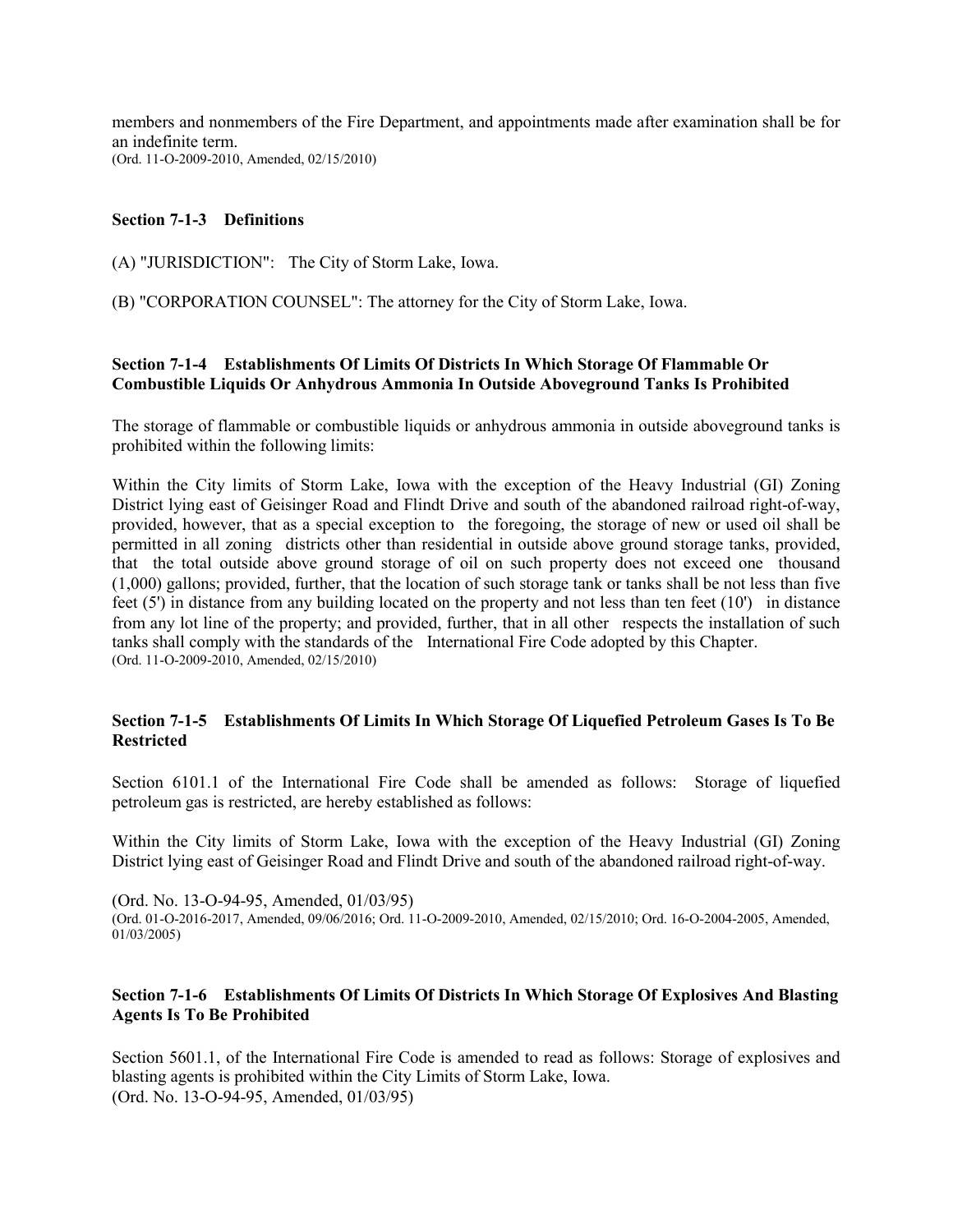members and nonmembers of the Fire Department, and appointments made after examination shall be for an indefinite term.
(Ord. 11-O-2009-2010, Amended, 02/15/2010)

### Section 7-1-3 Definitions

(A) "JURISDICTION": The City of Storm Lake, Iowa.

(B) "CORPORATION COUNSEL": The attorney for the City of Storm Lake, Iowa.

### Section 7-1-4 Establishments Of Limits Of Districts In Which Storage Of Flammable Or Combustible Liquids Or Anhydrous Ammonia In Outside Aboveground Tanks Is Prohibited

The storage of flammable or combustible liquids or anhydrous ammonia in outside aboveground tanks is prohibited within the following limits:

Within the City limits of Storm Lake, Iowa with the exception of the Heavy Industrial (GI) Zoning District lying east of Geisinger Road and Flindt Drive and south of the abandoned railroad right-of-way, provided, however, that as a special exception to the foregoing, the storage of new or used oil shall be permitted in all zoning districts other than residential in outside above ground storage tanks, provided, that the total outside above ground storage of oil on such property does not exceed one thousand (1,000) gallons; provided, further, that the location of such storage tank or tanks shall be not less than five feet (5') in distance from any building located on the property and not less than ten feet (10') in distance from any lot line of the property; and provided, further, that in all other respects the installation of such tanks shall comply with the standards of the International Fire Code adopted by this Chapter.
(Ord. 11-O-2009-2010, Amended, 02/15/2010)

### Section 7-1-5 Establishments Of Limits In Which Storage Of Liquefied Petroleum Gases Is To Be Restricted

Section 6101.1 of the International Fire Code shall be amended as follows: Storage of liquefied petroleum gas is restricted, are hereby established as follows:

Within the City limits of Storm Lake, Iowa with the exception of the Heavy Industrial (GI) Zoning District lying east of Geisinger Road and Flindt Drive and south of the abandoned railroad right-of-way.

(Ord. No. 13-O-94-95, Amended, 01/03/95)
(Ord. 01-O-2016-2017, Amended, 09/06/2016; Ord. 11-O-2009-2010, Amended, 02/15/2010; Ord. 16-O-2004-2005, Amended, 01/03/2005)

### Section 7-1-6 Establishments Of Limits Of Districts In Which Storage Of Explosives And Blasting Agents Is To Be Prohibited

Section 5601.1, of the International Fire Code is amended to read as follows: Storage of explosives and blasting agents is prohibited within the City Limits of Storm Lake, Iowa.
(Ord. No. 13-O-94-95, Amended, 01/03/95)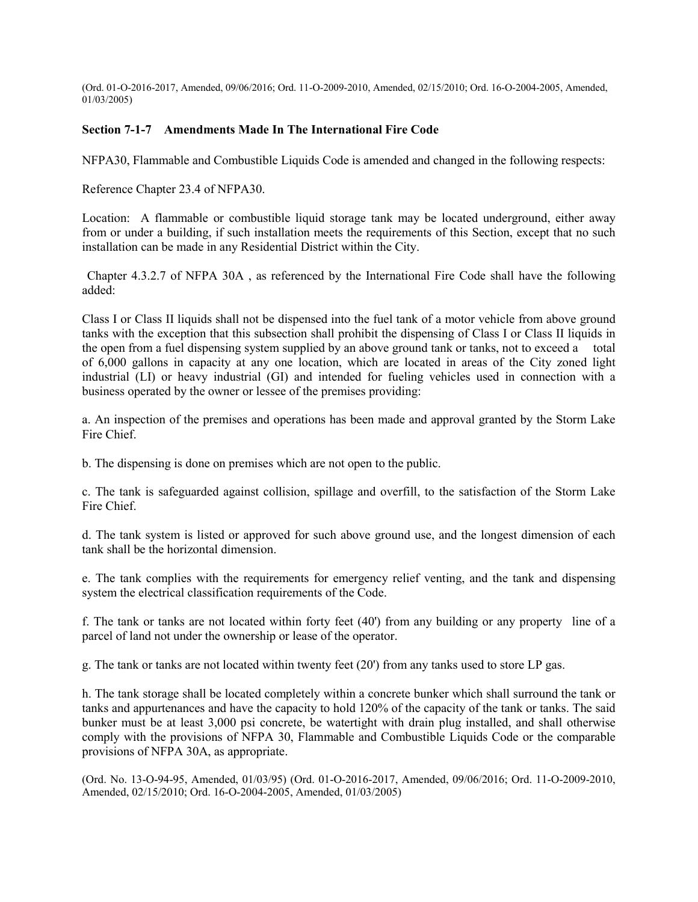(Ord. 01-O-2016-2017, Amended, 09/06/2016; Ord. 11-O-2009-2010, Amended, 02/15/2010; Ord. 16-O-2004-2005, Amended, 01/03/2005)

**Section 7-1-7 Amendments Made In The International Fire Code**

NFPA30, Flammable and Combustible Liquids Code is amended and changed in the following respects:

Reference Chapter 23.4 of NFPA30.

Location: A flammable or combustible liquid storage tank may be located underground, either away from or under a building, if such installation meets the requirements of this Section, except that no such installation can be made in any Residential District within the City.

Chapter 4.3.2.7 of NFPA 30A , as referenced by the International Fire Code shall have the following added:

Class I or Class II liquids shall not be dispensed into the fuel tank of a motor vehicle from above ground tanks with the exception that this subsection shall prohibit the dispensing of Class I or Class II liquids in the open from a fuel dispensing system supplied by an above ground tank or tanks, not to exceed a total of 6,000 gallons in capacity at any one location, which are located in areas of the City zoned light industrial (LI) or heavy industrial (GI) and intended for fueling vehicles used in connection with a business operated by the owner or lessee of the premises providing:

a. An inspection of the premises and operations has been made and approval granted by the Storm Lake Fire Chief.

b. The dispensing is done on premises which are not open to the public.

c. The tank is safeguarded against collision, spillage and overfill, to the satisfaction of the Storm Lake Fire Chief.

d. The tank system is listed or approved for such above ground use, and the longest dimension of each tank shall be the horizontal dimension.

e. The tank complies with the requirements for emergency relief venting, and the tank and dispensing system the electrical classification requirements of the Code.

f. The tank or tanks are not located within forty feet (40') from any building or any property line of a parcel of land not under the ownership or lease of the operator.

g. The tank or tanks are not located within twenty feet (20') from any tanks used to store LP gas.

h. The tank storage shall be located completely within a concrete bunker which shall surround the tank or tanks and appurtenances and have the capacity to hold 120% of the capacity of the tank or tanks. The said bunker must be at least 3,000 psi concrete, be watertight with drain plug installed, and shall otherwise comply with the provisions of NFPA 30, Flammable and Combustible Liquids Code or the comparable provisions of NFPA 30A, as appropriate.

(Ord. No. 13-O-94-95, Amended, 01/03/95) (Ord. 01-O-2016-2017, Amended, 09/06/2016; Ord. 11-O-2009-2010, Amended, 02/15/2010; Ord. 16-O-2004-2005, Amended, 01/03/2005)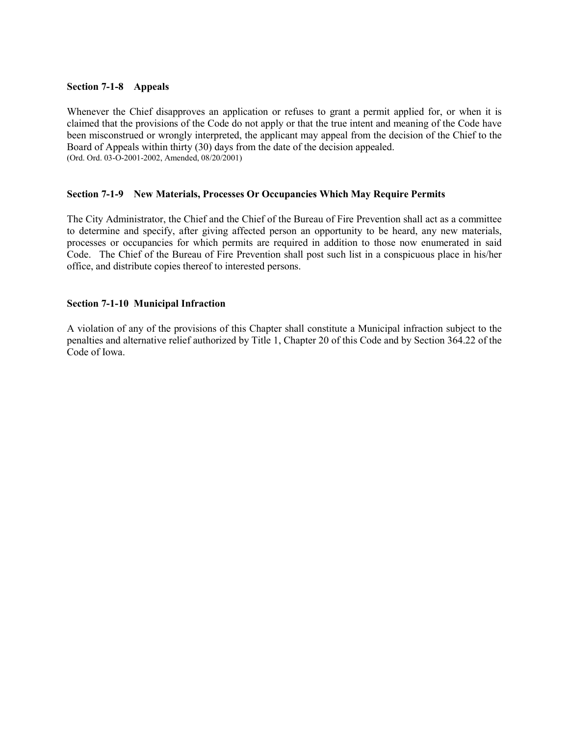**Section 7-1-8 Appeals**

Whenever the Chief disapproves an application or refuses to grant a permit applied for, or when it is claimed that the provisions of the Code do not apply or that the true intent and meaning of the Code have been misconstrued or wrongly interpreted, the applicant may appeal from the decision of the Chief to the Board of Appeals within thirty (30) days from the date of the decision appealed.
(Ord. Ord. 03-O-2001-2002, Amended, 08/20/2001)

**Section 7-1-9 New Materials, Processes Or Occupancies Which May Require Permits**

The City Administrator, the Chief and the Chief of the Bureau of Fire Prevention shall act as a committee to determine and specify, after giving affected person an opportunity to be heard, any new materials, processes or occupancies for which permits are required in addition to those now enumerated in said Code. The Chief of the Bureau of Fire Prevention shall post such list in a conspicuous place in his/her office, and distribute copies thereof to interested persons.

**Section 7-1-10 Municipal Infraction**

A violation of any of the provisions of this Chapter shall constitute a Municipal infraction subject to the penalties and alternative relief authorized by Title 1, Chapter 20 of this Code and by Section 364.22 of the Code of Iowa.